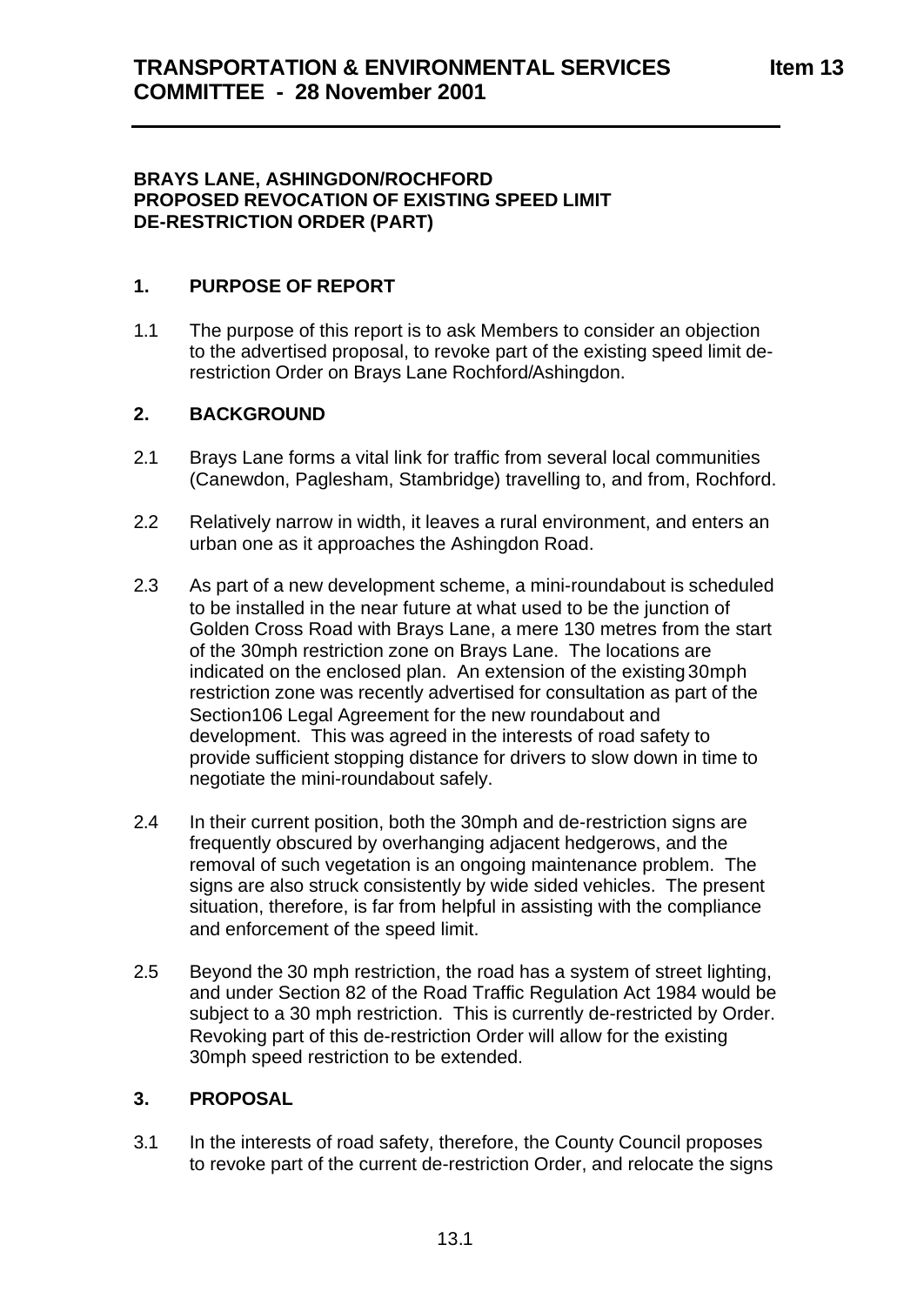# TRANSPORTATION & ENVIRONMENTAL SERVICES COMMITTEE - 28 November 2001

**Item 13**

**BRAYS LANE, ASHINGDON/ROCHFORD**
**PROPOSED REVOCATION OF EXISTING SPEED LIMIT DE-RESTRICTION ORDER (PART)**

## 1. PURPOSE OF REPORT

1.1 The purpose of this report is to ask Members to consider an objection to the advertised proposal, to revoke part of the existing speed limit de-restriction Order on Brays Lane Rochford/Ashingdon.

## 2. BACKGROUND

2.1 Brays Lane forms a vital link for traffic from several local communities (Canewdon, Paglesham, Stambridge) travelling to, and from, Rochford.

2.2 Relatively narrow in width, it leaves a rural environment, and enters an urban one as it approaches the Ashingdon Road.

2.3 As part of a new development scheme, a mini-roundabout is scheduled to be installed in the near future at what used to be the junction of Golden Cross Road with Brays Lane, a mere 130 metres from the start of the 30mph restriction zone on Brays Lane. The locations are indicated on the enclosed plan. An extension of the existing 30mph restriction zone was recently advertised for consultation as part of the Section106 Legal Agreement for the new roundabout and development. This was agreed in the interests of road safety to provide sufficient stopping distance for drivers to slow down in time to negotiate the mini-roundabout safely.

2.4 In their current position, both the 30mph and de-restriction signs are frequently obscured by overhanging adjacent hedgerows, and the removal of such vegetation is an ongoing maintenance problem. The signs are also struck consistently by wide sided vehicles. The present situation, therefore, is far from helpful in assisting with the compliance and enforcement of the speed limit.

2.5 Beyond the 30 mph restriction, the road has a system of street lighting, and under Section 82 of the Road Traffic Regulation Act 1984 would be subject to a 30 mph restriction. This is currently de-restricted by Order. Revoking part of this de-restriction Order will allow for the existing 30mph speed restriction to be extended.

## 3. PROPOSAL

3.1 In the interests of road safety, therefore, the County Council proposes to revoke part of the current de-restriction Order, and relocate the signs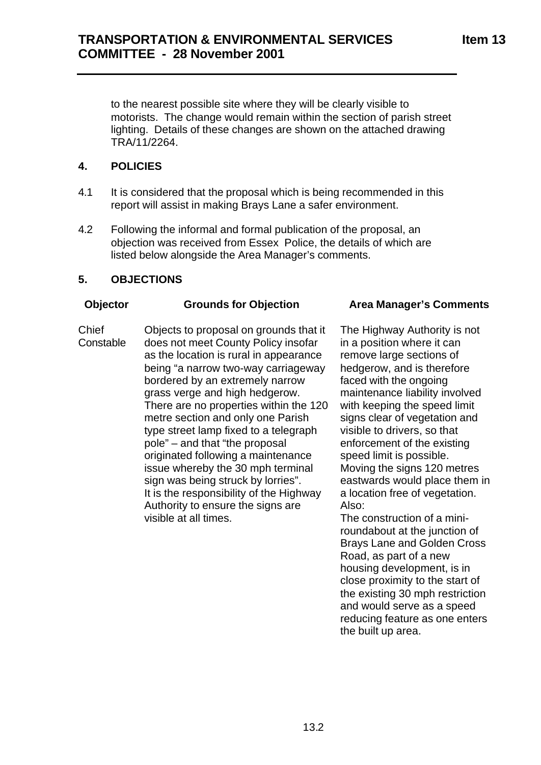to the nearest possible site where they will be clearly visible to motorists. The change would remain within the section of parish street lighting. Details of these changes are shown on the attached drawing TRA/11/2264.

## 4. POLICIES

4.1 It is considered that the proposal which is being recommended in this report will assist in making Brays Lane a safer environment.

4.2 Following the informal and formal publication of the proposal, an objection was received from Essex Police, the details of which are listed below alongside the Area Manager's comments.

## 5. OBJECTIONS

| Objector | Grounds for Objection | Area Manager's Comments |
|---|---|---|
| Chief Constable | Objects to proposal on grounds that it does not meet County Policy insofar as the location is rural in appearance being "a narrow two-way carriageway bordered by an extremely narrow grass verge and high hedgerow. There are no properties within the 120 metre section and only one Parish type street lamp fixed to a telegraph pole" – and that "the proposal originated following a maintenance issue whereby the 30 mph terminal sign was being struck by lorries". It is the responsibility of the Highway Authority to ensure the signs are visible at all times. | The Highway Authority is not in a position where it can remove large sections of hedgerow, and is therefore faced with the ongoing maintenance liability involved with keeping the speed limit signs clear of vegetation and visible to drivers, so that enforcement of the existing speed limit is possible. Moving the signs 120 metres eastwards would place them in a location free of vegetation. Also: The construction of a mini-roundabout at the junction of Brays Lane and Golden Cross Road, as part of a new housing development, is in close proximity to the start of the existing 30 mph restriction and would serve as a speed reducing feature as one enters the built up area. |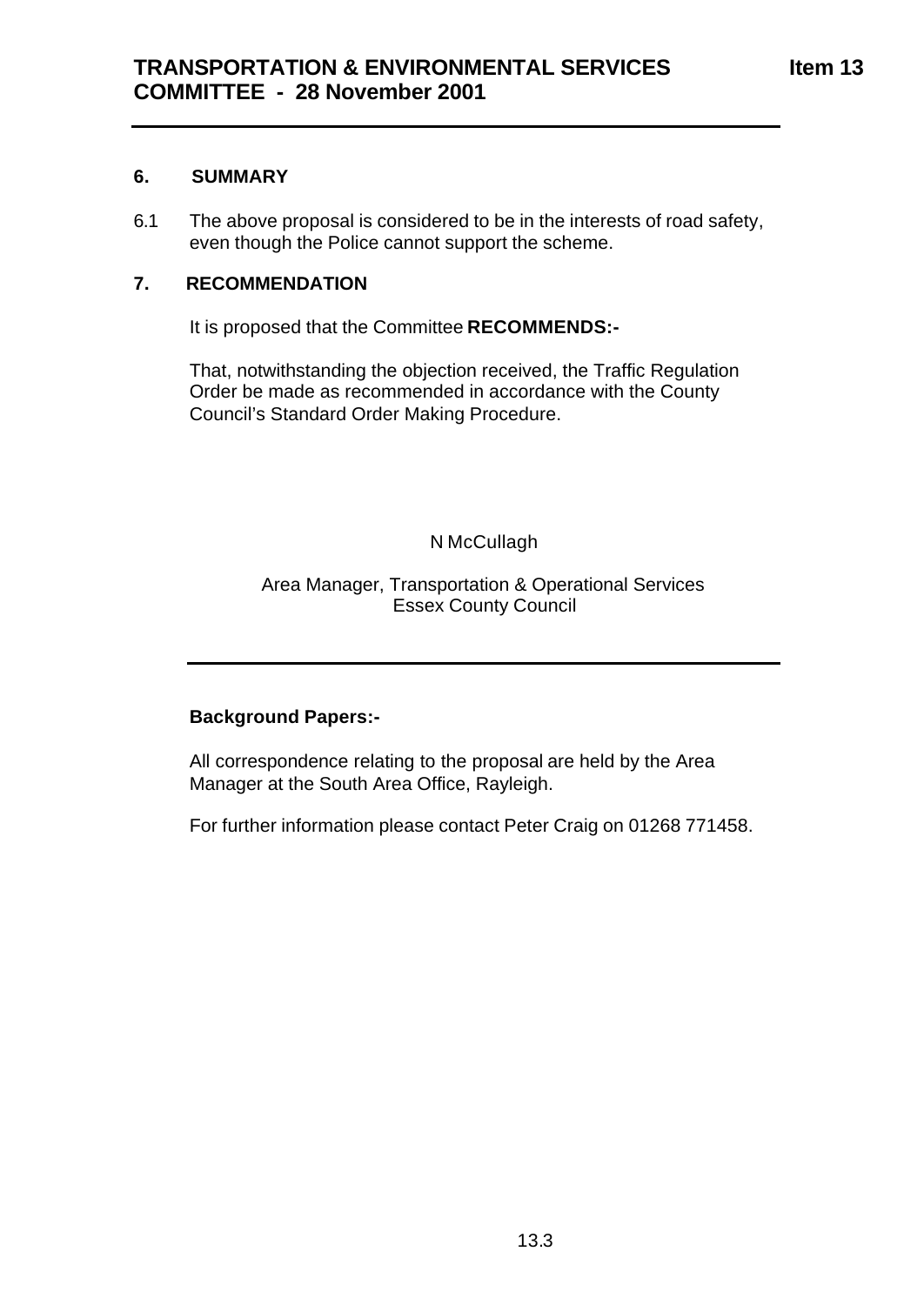## 6. SUMMARY

6.1 The above proposal is considered to be in the interests of road safety, even though the Police cannot support the scheme.

## 7. RECOMMENDATION

It is proposed that the Committee **RECOMMENDS:-**

That, notwithstanding the objection received, the Traffic Regulation Order be made as recommended in accordance with the County Council's Standard Order Making Procedure.

N McCullagh

Area Manager, Transportation & Operational Services
Essex County Council

---

**Background Papers:-**

All correspondence relating to the proposal are held by the Area Manager at the South Area Office, Rayleigh.

For further information please contact Peter Craig on 01268 771458.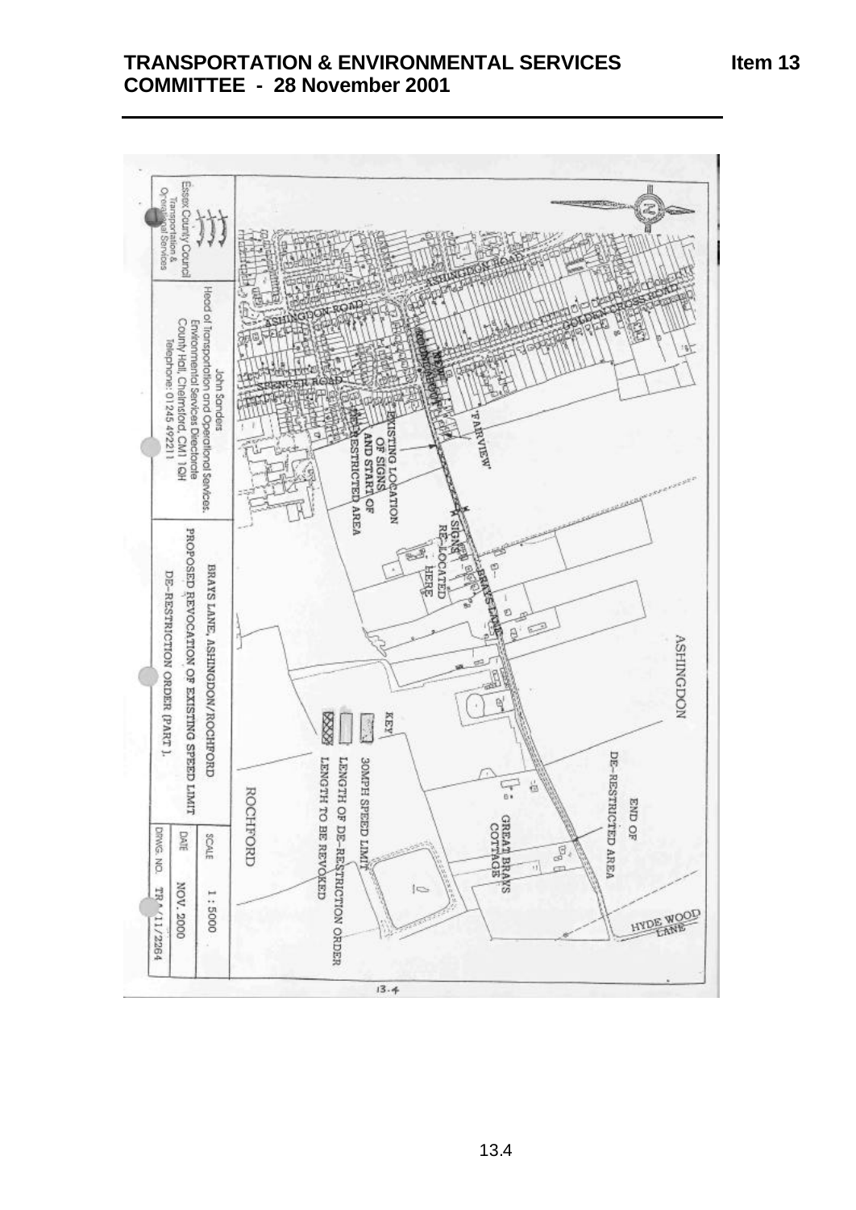Essex County Council
Transportation & Operational Services

John Sanders
Head of Transportation and Operational Services
Environmental Services Directorate
County Hall, Chelmsford, CM1 1QH
Telephone: 01245 492211

BRAYS LANE, ASHINGDON/ROCHFORD
PROPOSED REVOCATION OF EXISTING SPEED LIMIT
DE-RESTRICTION ORDER (PART).

SCALE 1 : 5000
DATE NOV. 2001
DRWG. NO. TR^/11/2264

ASHINGDON ROAD
GOLDEN CROSS ROAD
SPENCER ROAD
'FAIRVIEW'
EXISTING LOCATION OF SIGNS AND START OF DE-RESTRICTED AREA
SIGNS RE-LOCATED HERE
BRAYS LANE
ASHINGDON
END OF DE-RESTRICTED AREA
GREAT BRAYS COTTAGE
HYDE WOOD LANE
ROCHFORD

KEY
30MPH SPEED LIMIT
LENGTH OF DE-RESTRICTION ORDER
LENGTH TO BE REVOKED

13-4